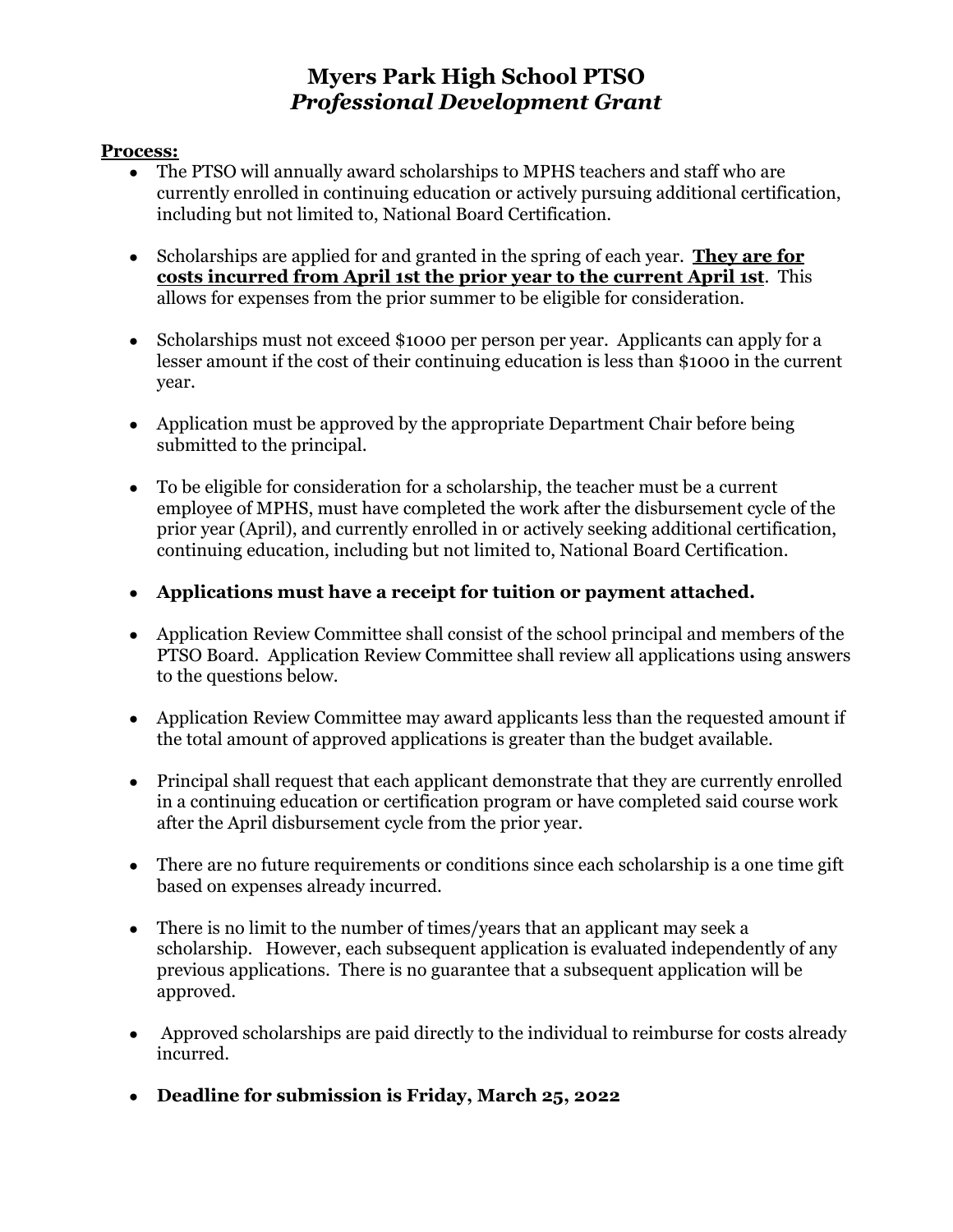# Myers Park High School PTSO
## *Professional Development Grant*

**Process:**

- The PTSO will annually award scholarships to MPHS teachers and staff who are currently enrolled in continuing education or actively pursuing additional certification, including but not limited to, National Board Certification.

- Scholarships are applied for and granted in the spring of each year. **They are for costs incurred from April 1st the prior year to the current April 1st**. This allows for expenses from the prior summer to be eligible for consideration.

- Scholarships must not exceed $1000 per person per year. Applicants can apply for a lesser amount if the cost of their continuing education is less than $1000 in the current year.

- Application must be approved by the appropriate Department Chair before being submitted to the principal.

- To be eligible for consideration for a scholarship, the teacher must be a current employee of MPHS, must have completed the work after the disbursement cycle of the prior year (April), and currently enrolled in or actively seeking additional certification, continuing education, including but not limited to, National Board Certification.

- **Applications must have a receipt for tuition or payment attached.**

- Application Review Committee shall consist of the school principal and members of the PTSO Board. Application Review Committee shall review all applications using answers to the questions below.

- Application Review Committee may award applicants less than the requested amount if the total amount of approved applications is greater than the budget available.

- Principal shall request that each applicant demonstrate that they are currently enrolled in a continuing education or certification program or have completed said course work after the April disbursement cycle from the prior year.

- There are no future requirements or conditions since each scholarship is a one time gift based on expenses already incurred.

- There is no limit to the number of times/years that an applicant may seek a scholarship. However, each subsequent application is evaluated independently of any previous applications. There is no guarantee that a subsequent application will be approved.

- Approved scholarships are paid directly to the individual to reimburse for costs already incurred.

- **Deadline for submission is Friday, March 25, 2022**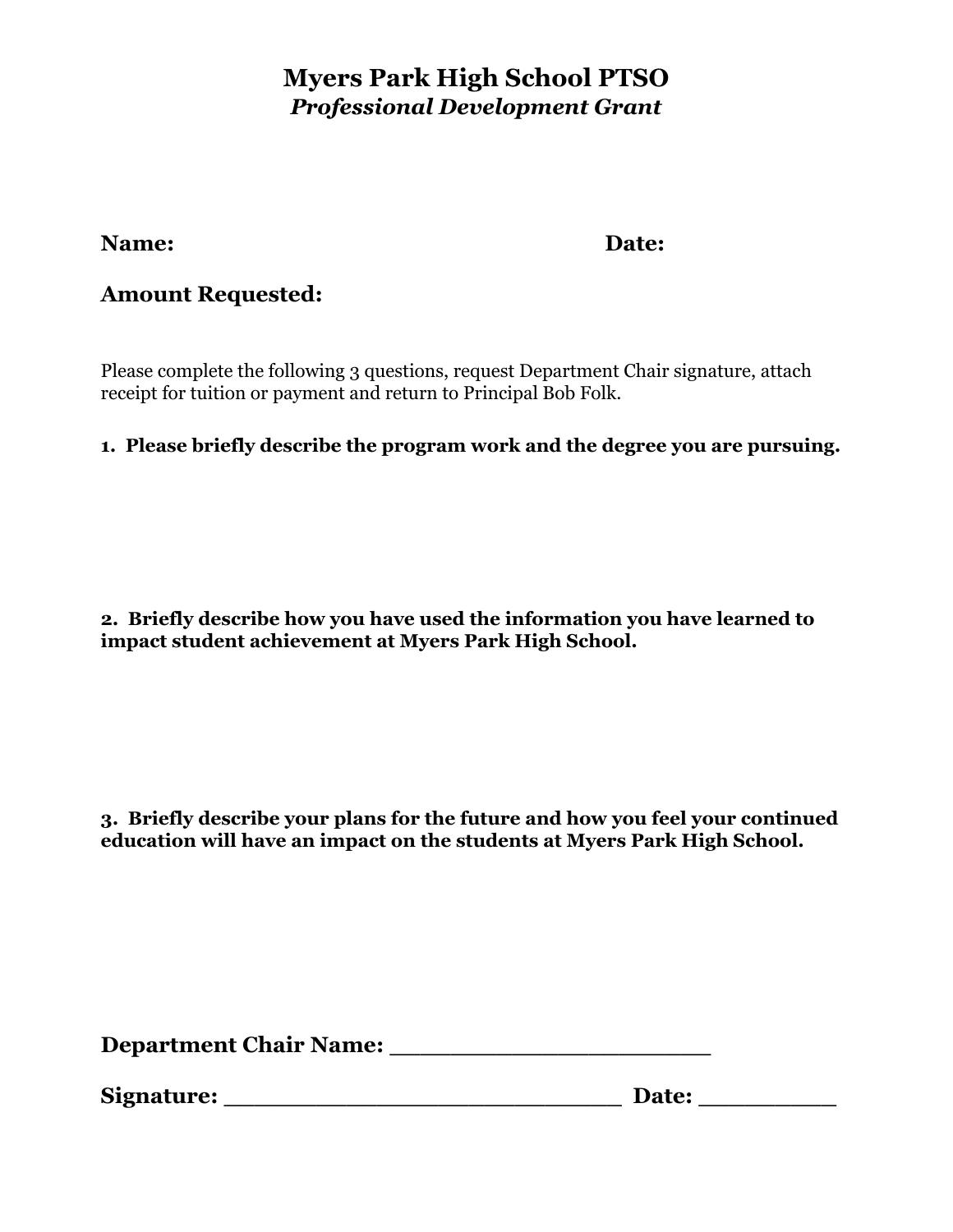# Myers Park High School PTSO

***Professional Development Grant***

**Name:** **Date:**

**Amount Requested:**

Please complete the following 3 questions, request Department Chair signature, attach receipt for tuition or payment and return to Principal Bob Folk.

**1. Please briefly describe the program work and the degree you are pursuing.**

**2. Briefly describe how you have used the information you have learned to impact student achievement at Myers Park High School.**

**3. Briefly describe your plans for the future and how you feel your continued education will have an impact on the students at Myers Park High School.**

**Department Chair Name: _____________________**

**Signature: ___________________________ Date: _________**